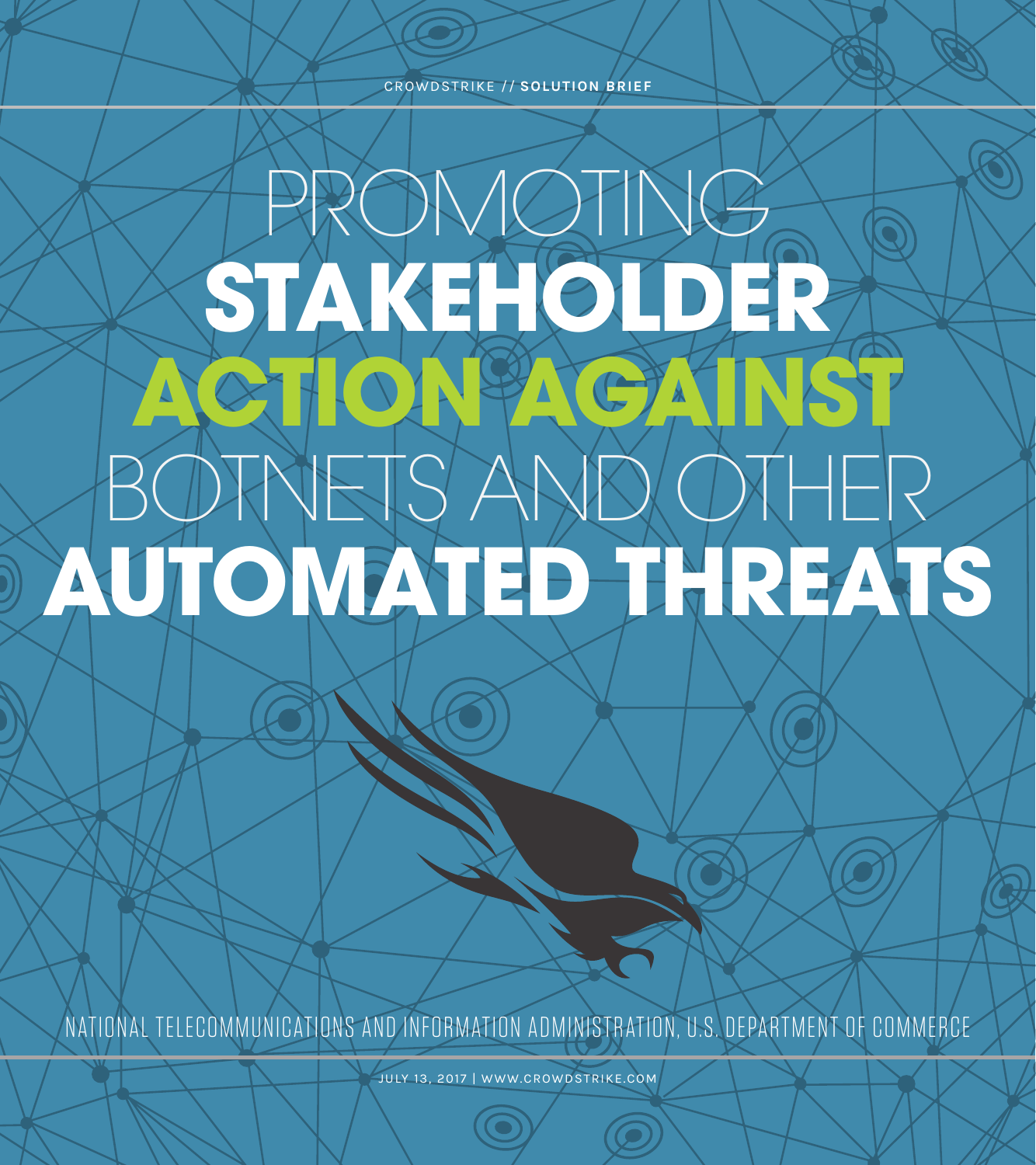CROWDSTRIKE // **SOLUTION BRIEF**

# PROMOTING **STAKEHOLDER ACTION AGAINST** BOTNETS AND OTHER **AUTOMATED THREATS**

NATIONAL TELECOMMUNICATIONS AND INFORMATION ADMINISTRATION, U.S. DEPARTMENT OF COMMERCE

JULY 13, 2017 | WWW.CROWDSTRIKE.COM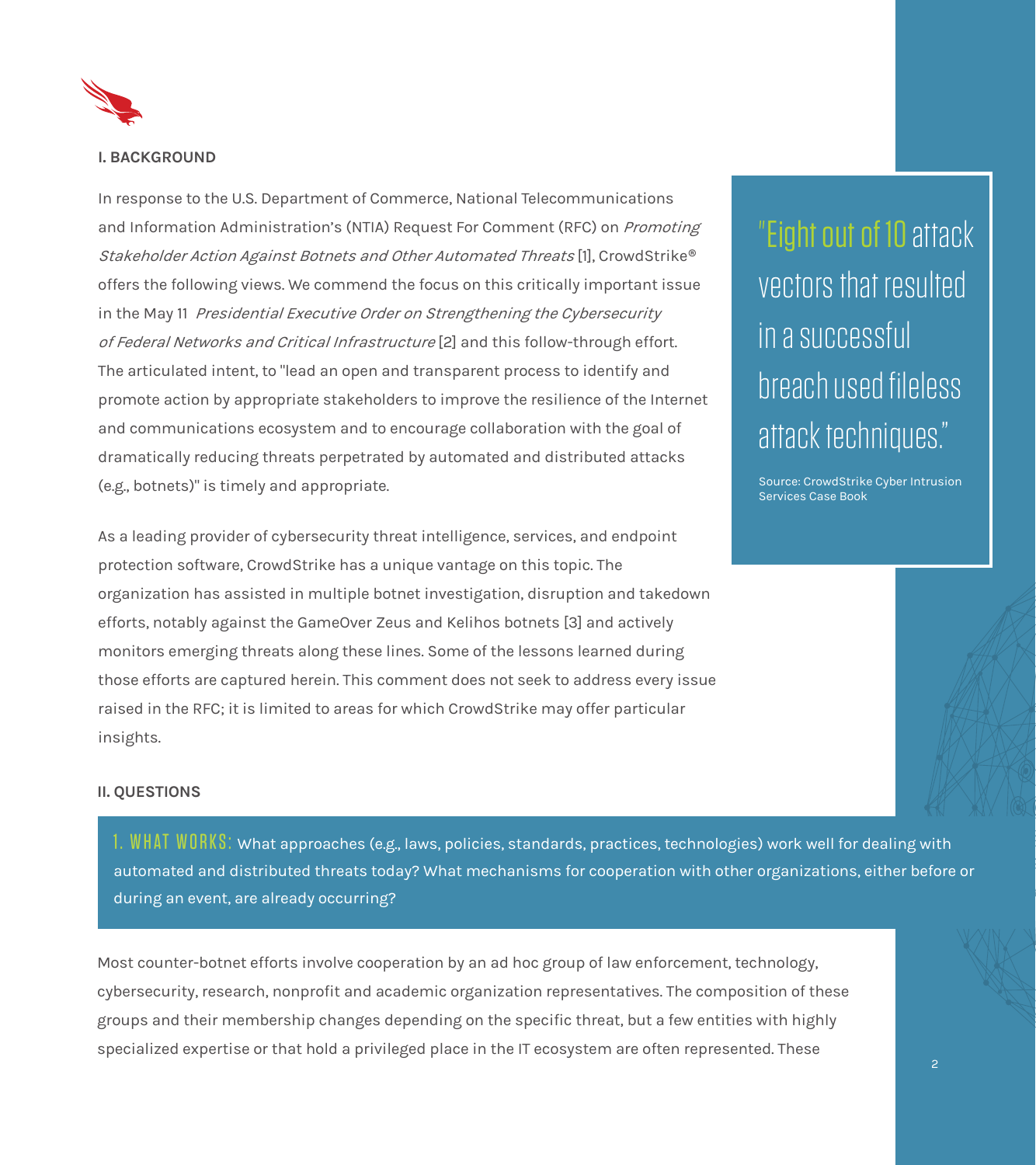## I. BACKGROUND

In response to the U.S. Department of Commerce, National Telecommunications and Information Administration's (NTIA) Request For Comment (RFC) on *Promoting Stakeholder Action Against Botnets and Other Automated Threats* [1], CrowdStrike® offers the following views. We commend the focus on this critically important issue in the May 11 *Presidential Executive Order on Strengthening the Cybersecurity of Federal Networks and Critical Infrastructure* [2] and this follow-through effort. The articulated intent, to "lead an open and transparent process to identify and promote action by appropriate stakeholders to improve the resilience of the Internet and communications ecosystem and to encourage collaboration with the goal of dramatically reducing threats perpetrated by automated and distributed attacks (e.g., botnets)" is timely and appropriate.

As a leading provider of cybersecurity threat intelligence, services, and endpoint protection software, CrowdStrike has a unique vantage on this topic. The organization has assisted in multiple botnet investigation, disruption and takedown efforts, notably against the GameOver Zeus and Kelihos botnets [3] and actively monitors emerging threats along these lines. Some of the lessons learned during those efforts are captured herein. This comment does not seek to address every issue raised in the RFC; it is limited to areas for which CrowdStrike may offer particular insights.

> "Eight out of 10 attack vectors that resulted in a successful breach used fileless attack techniques."
>
> Source: CrowdStrike Cyber Intrusion Services Case Book

## II. QUESTIONS

**1. WHAT WORKS:** What approaches (e.g., laws, policies, standards, practices, technologies) work well for dealing with automated and distributed threats today? What mechanisms for cooperation with other organizations, either before or during an event, are already occurring?

Most counter-botnet efforts involve cooperation by an ad hoc group of law enforcement, technology, cybersecurity, research, nonprofit and academic organization representatives. The composition of these groups and their membership changes depending on the specific threat, but a few entities with highly specialized expertise or that hold a privileged place in the IT ecosystem are often represented. These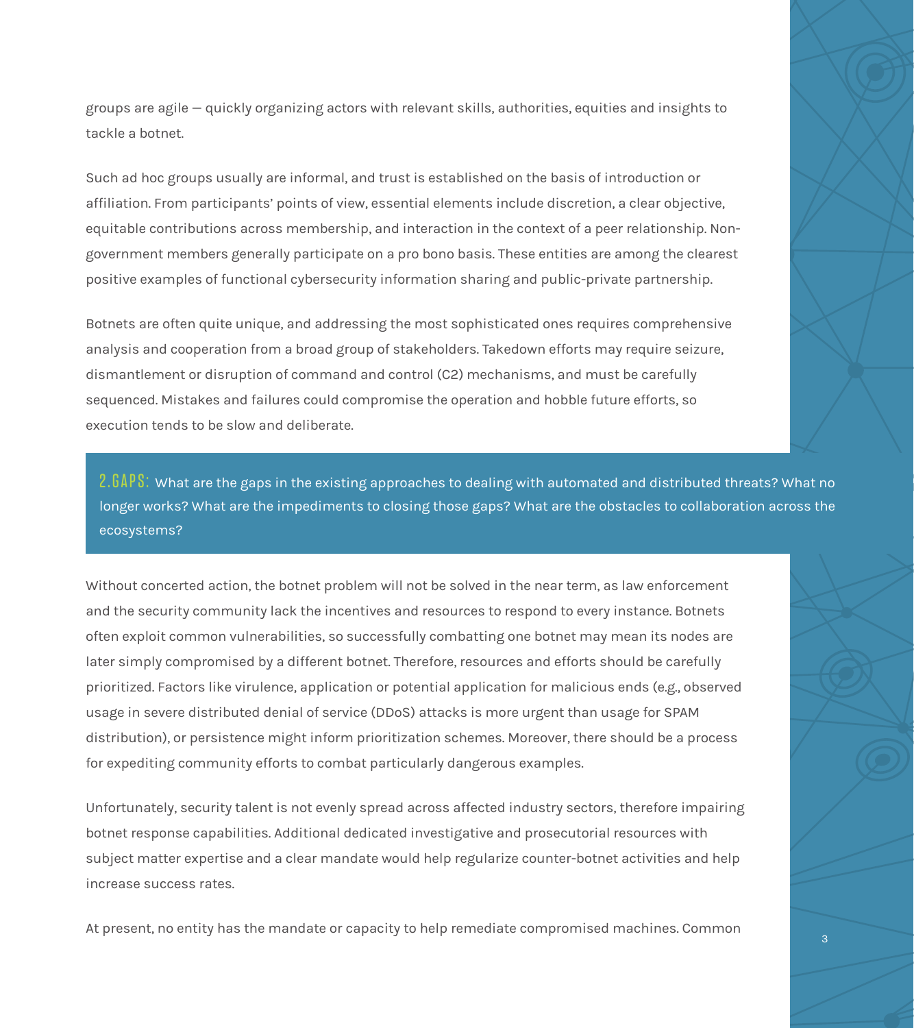groups are agile — quickly organizing actors with relevant skills, authorities, equities and insights to tackle a botnet.

Such ad hoc groups usually are informal, and trust is established on the basis of introduction or affiliation. From participants' points of view, essential elements include discretion, a clear objective, equitable contributions across membership, and interaction in the context of a peer relationship. Non-government members generally participate on a pro bono basis. These entities are among the clearest positive examples of functional cybersecurity information sharing and public-private partnership.

Botnets are often quite unique, and addressing the most sophisticated ones requires comprehensive analysis and cooperation from a broad group of stakeholders. Takedown efforts may require seizure, dismantlement or disruption of command and control (C2) mechanisms, and must be carefully sequenced. Mistakes and failures could compromise the operation and hobble future efforts, so execution tends to be slow and deliberate.

**2. GAPS:** What are the gaps in the existing approaches to dealing with automated and distributed threats? What no longer works? What are the impediments to closing those gaps? What are the obstacles to collaboration across the ecosystems?

Without concerted action, the botnet problem will not be solved in the near term, as law enforcement and the security community lack the incentives and resources to respond to every instance. Botnets often exploit common vulnerabilities, so successfully combatting one botnet may mean its nodes are later simply compromised by a different botnet. Therefore, resources and efforts should be carefully prioritized. Factors like virulence, application or potential application for malicious ends (e.g., observed usage in severe distributed denial of service (DDoS) attacks is more urgent than usage for SPAM distribution), or persistence might inform prioritization schemes. Moreover, there should be a process for expediting community efforts to combat particularly dangerous examples.

Unfortunately, security talent is not evenly spread across affected industry sectors, therefore impairing botnet response capabilities. Additional dedicated investigative and prosecutorial resources with subject matter expertise and a clear mandate would help regularize counter-botnet activities and help increase success rates.

At present, no entity has the mandate or capacity to help remediate compromised machines. Common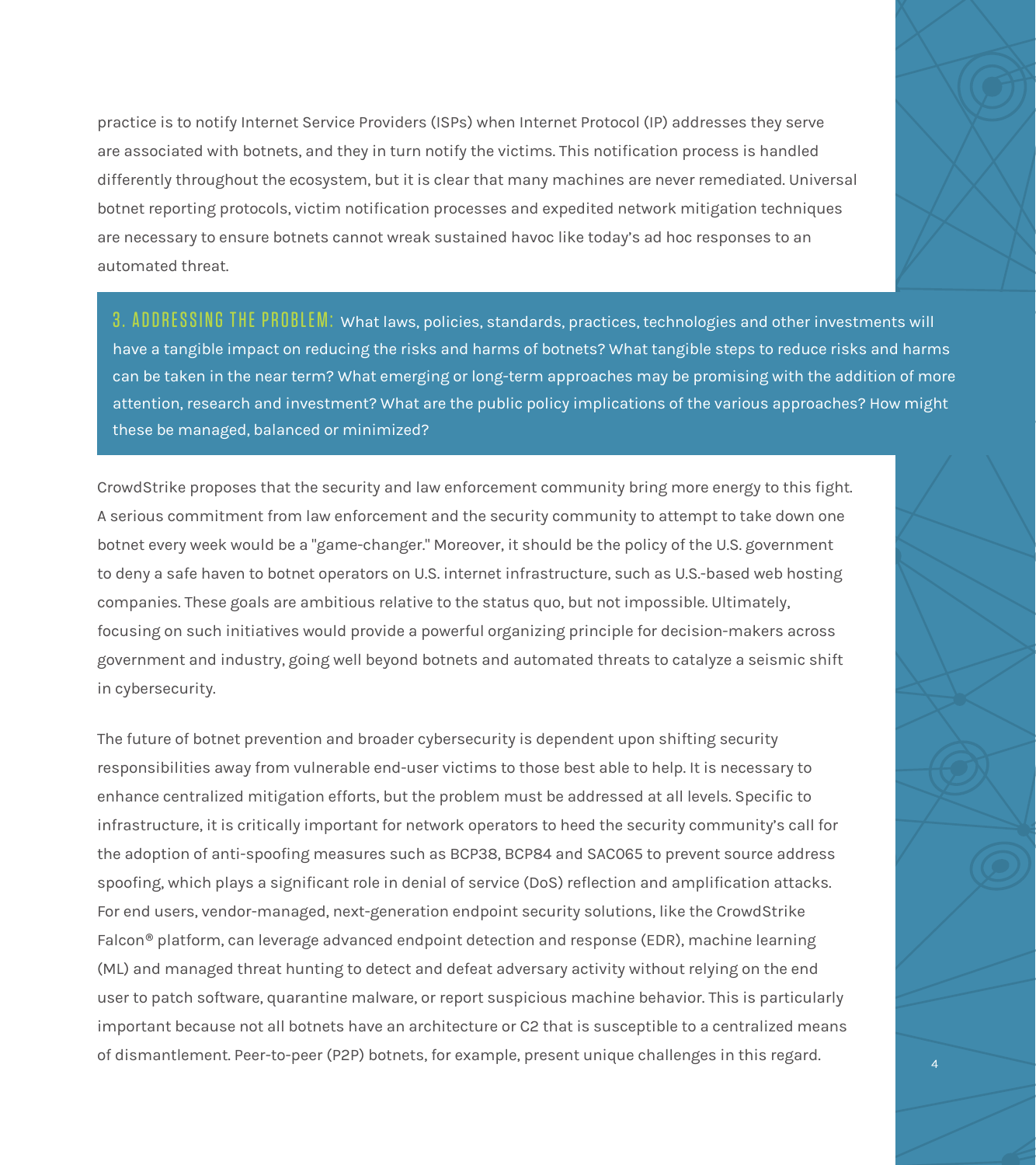practice is to notify Internet Service Providers (ISPs) when Internet Protocol (IP) addresses they serve are associated with botnets, and they in turn notify the victims. This notification process is handled differently throughout the ecosystem, but it is clear that many machines are never remediated. Universal botnet reporting protocols, victim notification processes and expedited network mitigation techniques are necessary to ensure botnets cannot wreak sustained havoc like today's ad hoc responses to an automated threat.

**3. ADDRESSING THE PROBLEM:** What laws, policies, standards, practices, technologies and other investments will have a tangible impact on reducing the risks and harms of botnets? What tangible steps to reduce risks and harms can be taken in the near term? What emerging or long-term approaches may be promising with the addition of more attention, research and investment? What are the public policy implications of the various approaches? How might these be managed, balanced or minimized?

CrowdStrike proposes that the security and law enforcement community bring more energy to this fight. A serious commitment from law enforcement and the security community to attempt to take down one botnet every week would be a "game-changer." Moreover, it should be the policy of the U.S. government to deny a safe haven to botnet operators on U.S. internet infrastructure, such as U.S.-based web hosting companies. These goals are ambitious relative to the status quo, but not impossible. Ultimately, focusing on such initiatives would provide a powerful organizing principle for decision-makers across government and industry, going well beyond botnets and automated threats to catalyze a seismic shift in cybersecurity.

The future of botnet prevention and broader cybersecurity is dependent upon shifting security responsibilities away from vulnerable end-user victims to those best able to help. It is necessary to enhance centralized mitigation efforts, but the problem must be addressed at all levels. Specific to infrastructure, it is critically important for network operators to heed the security community's call for the adoption of anti-spoofing measures such as BCP38, BCP84 and SAC065 to prevent source address spoofing, which plays a significant role in denial of service (DoS) reflection and amplification attacks. For end users, vendor-managed, next-generation endpoint security solutions, like the CrowdStrike Falcon® platform, can leverage advanced endpoint detection and response (EDR), machine learning (ML) and managed threat hunting to detect and defeat adversary activity without relying on the end user to patch software, quarantine malware, or report suspicious machine behavior. This is particularly important because not all botnets have an architecture or C2 that is susceptible to a centralized means of dismantlement. Peer-to-peer (P2P) botnets, for example, present unique challenges in this regard.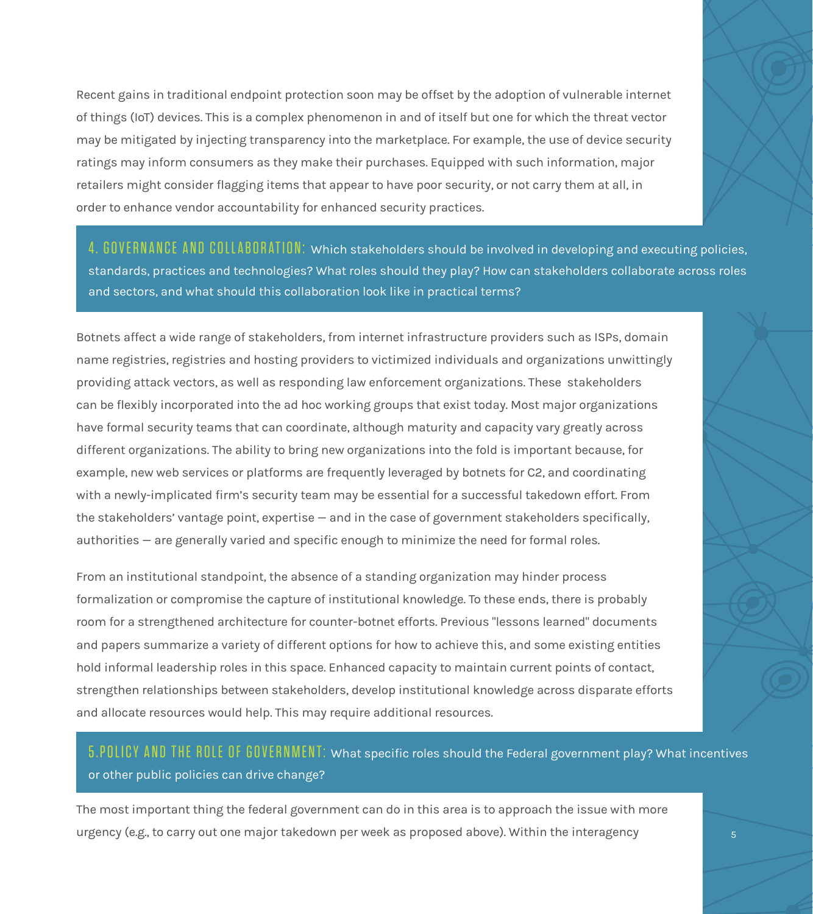Recent gains in traditional endpoint protection soon may be offset by the adoption of vulnerable internet of things (IoT) devices. This is a complex phenomenon in and of itself but one for which the threat vector may be mitigated by injecting transparency into the marketplace. For example, the use of device security ratings may inform consumers as they make their purchases. Equipped with such information, major retailers might consider flagging items that appear to have poor security, or not carry them at all, in order to enhance vendor accountability for enhanced security practices.

**4. GOVERNANCE AND COLLABORATION:** Which stakeholders should be involved in developing and executing policies, standards, practices and technologies? What roles should they play? How can stakeholders collaborate across roles and sectors, and what should this collaboration look like in practical terms?

Botnets affect a wide range of stakeholders, from internet infrastructure providers such as ISPs, domain name registries, registries and hosting providers to victimized individuals and organizations unwittingly providing attack vectors, as well as responding law enforcement organizations. These stakeholders can be flexibly incorporated into the ad hoc working groups that exist today. Most major organizations have formal security teams that can coordinate, although maturity and capacity vary greatly across different organizations. The ability to bring new organizations into the fold is important because, for example, new web services or platforms are frequently leveraged by botnets for C2, and coordinating with a newly-implicated firm's security team may be essential for a successful takedown effort. From the stakeholders' vantage point, expertise — and in the case of government stakeholders specifically, authorities — are generally varied and specific enough to minimize the need for formal roles.

From an institutional standpoint, the absence of a standing organization may hinder process formalization or compromise the capture of institutional knowledge. To these ends, there is probably room for a strengthened architecture for counter-botnet efforts. Previous "lessons learned" documents and papers summarize a variety of different options for how to achieve this, and some existing entities hold informal leadership roles in this space. Enhanced capacity to maintain current points of contact, strengthen relationships between stakeholders, develop institutional knowledge across disparate efforts and allocate resources would help. This may require additional resources.

**5.POLICY AND THE ROLE OF GOVERNMENT:** What specific roles should the Federal government play? What incentives or other public policies can drive change?

The most important thing the federal government can do in this area is to approach the issue with more urgency (e.g., to carry out one major takedown per week as proposed above). Within the interagency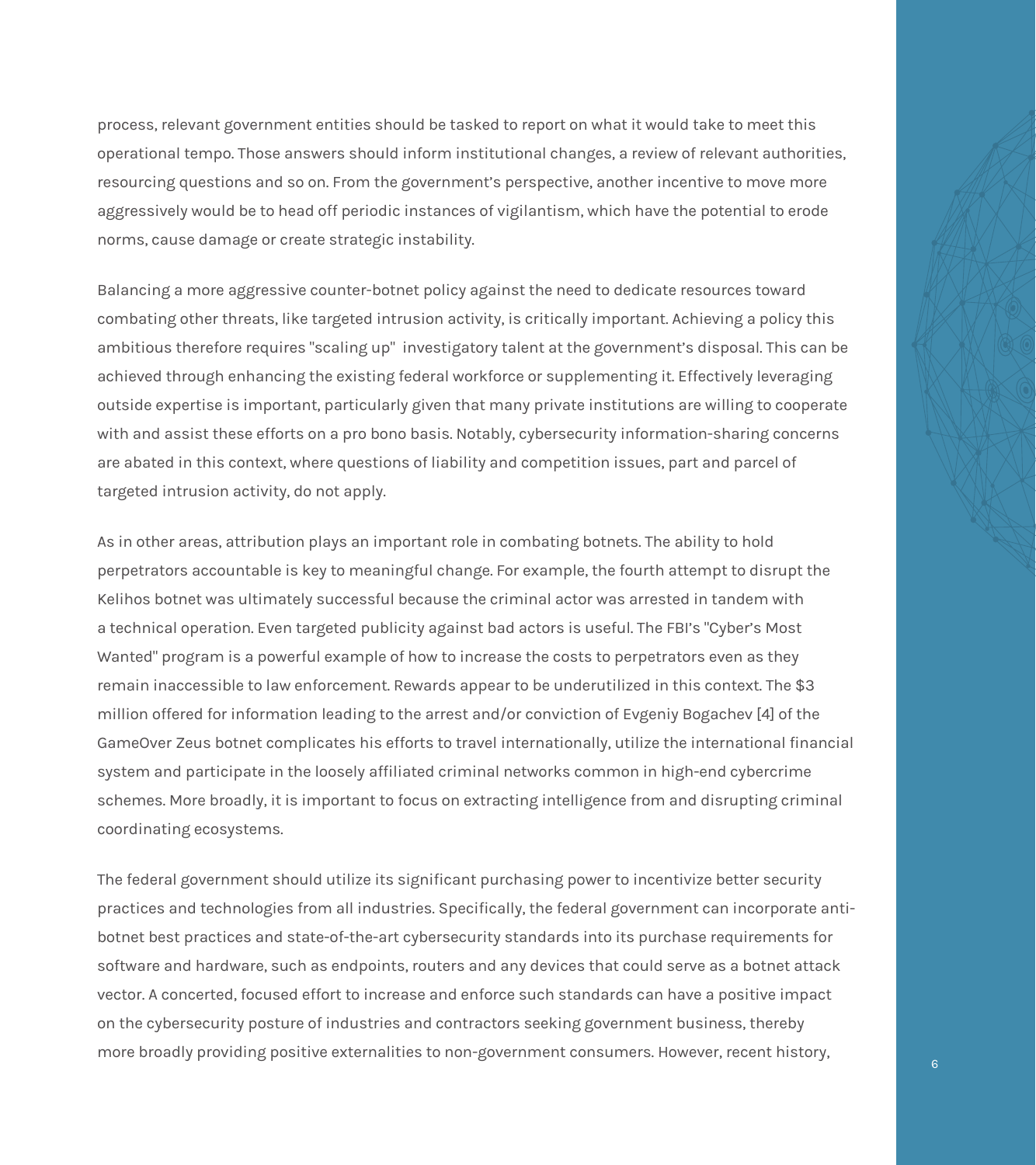process, relevant government entities should be tasked to report on what it would take to meet this operational tempo. Those answers should inform institutional changes, a review of relevant authorities, resourcing questions and so on. From the government's perspective, another incentive to move more aggressively would be to head off periodic instances of vigilantism, which have the potential to erode norms, cause damage or create strategic instability.

Balancing a more aggressive counter-botnet policy against the need to dedicate resources toward combating other threats, like targeted intrusion activity, is critically important. Achieving a policy this ambitious therefore requires "scaling up"  investigatory talent at the government's disposal. This can be achieved through enhancing the existing federal workforce or supplementing it. Effectively leveraging outside expertise is important, particularly given that many private institutions are willing to cooperate with and assist these efforts on a pro bono basis. Notably, cybersecurity information-sharing concerns are abated in this context, where questions of liability and competition issues, part and parcel of targeted intrusion activity, do not apply.

As in other areas, attribution plays an important role in combating botnets. The ability to hold perpetrators accountable is key to meaningful change. For example, the fourth attempt to disrupt the Kelihos botnet was ultimately successful because the criminal actor was arrested in tandem with a technical operation. Even targeted publicity against bad actors is useful. The FBI's "Cyber's Most Wanted" program is a powerful example of how to increase the costs to perpetrators even as they remain inaccessible to law enforcement. Rewards appear to be underutilized in this context. The $3 million offered for information leading to the arrest and/or conviction of Evgeniy Bogachev [4] of the GameOver Zeus botnet complicates his efforts to travel internationally, utilize the international financial system and participate in the loosely affiliated criminal networks common in high-end cybercrime schemes. More broadly, it is important to focus on extracting intelligence from and disrupting criminal coordinating ecosystems.

The federal government should utilize its significant purchasing power to incentivize better security practices and technologies from all industries. Specifically, the federal government can incorporate anti-botnet best practices and state-of-the-art cybersecurity standards into its purchase requirements for software and hardware, such as endpoints, routers and any devices that could serve as a botnet attack vector. A concerted, focused effort to increase and enforce such standards can have a positive impact on the cybersecurity posture of industries and contractors seeking government business, thereby more broadly providing positive externalities to non-government consumers. However, recent history,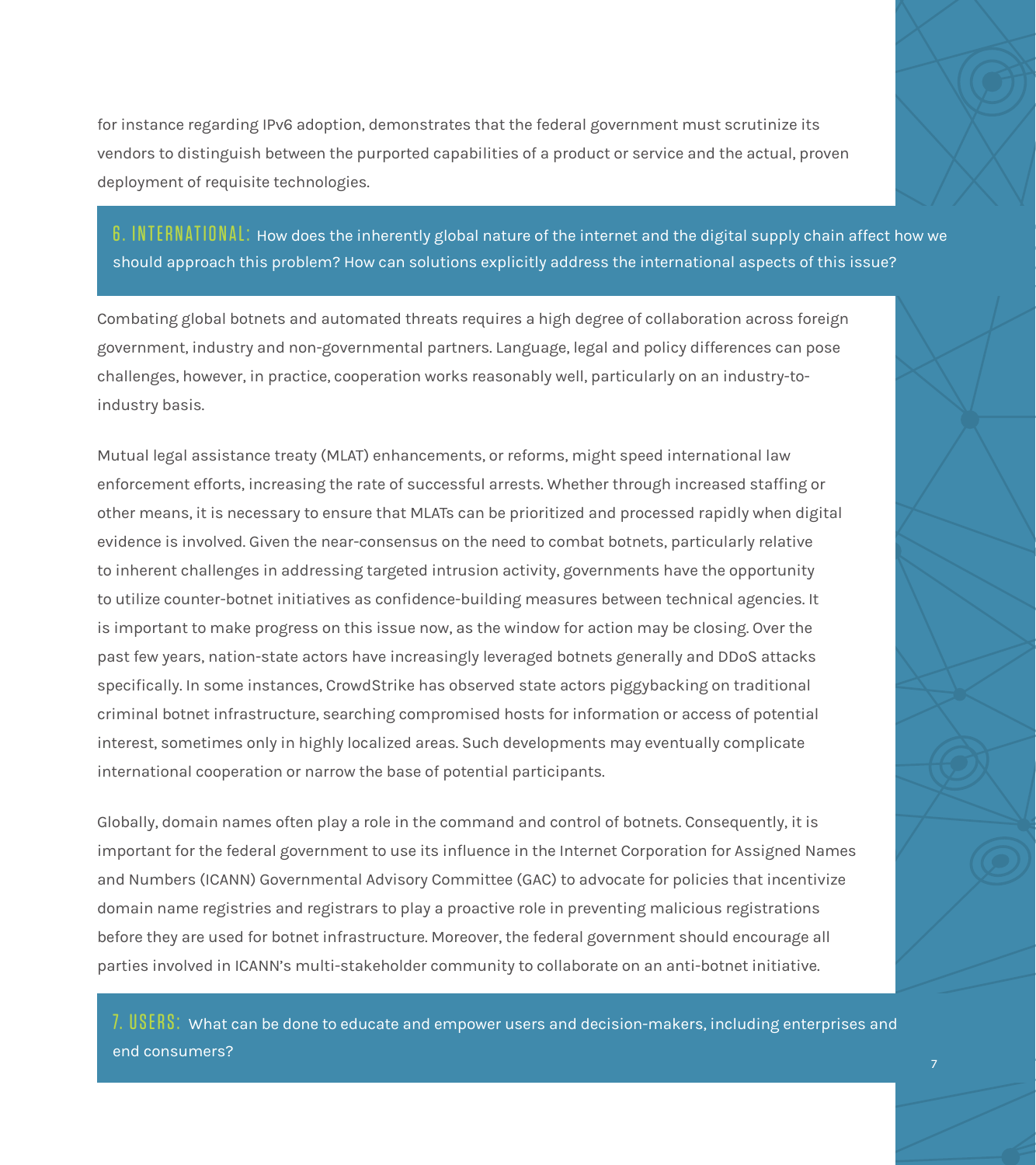for instance regarding IPv6 adoption, demonstrates that the federal government must scrutinize its vendors to distinguish between the purported capabilities of a product or service and the actual, proven deployment of requisite technologies.

## 6. INTERNATIONAL: How does the inherently global nature of the internet and the digital supply chain affect how we should approach this problem? How can solutions explicitly address the international aspects of this issue?

Combating global botnets and automated threats requires a high degree of collaboration across foreign government, industry and non-governmental partners. Language, legal and policy differences can pose challenges, however, in practice, cooperation works reasonably well, particularly on an industry-to-industry basis.

Mutual legal assistance treaty (MLAT) enhancements, or reforms, might speed international law enforcement efforts, increasing the rate of successful arrests. Whether through increased staffing or other means, it is necessary to ensure that MLATs can be prioritized and processed rapidly when digital evidence is involved. Given the near-consensus on the need to combat botnets, particularly relative to inherent challenges in addressing targeted intrusion activity, governments have the opportunity to utilize counter-botnet initiatives as confidence-building measures between technical agencies. It is important to make progress on this issue now, as the window for action may be closing. Over the past few years, nation-state actors have increasingly leveraged botnets generally and DDoS attacks specifically. In some instances, CrowdStrike has observed state actors piggybacking on traditional criminal botnet infrastructure, searching compromised hosts for information or access of potential interest, sometimes only in highly localized areas. Such developments may eventually complicate international cooperation or narrow the base of potential participants.

Globally, domain names often play a role in the command and control of botnets. Consequently, it is important for the federal government to use its influence in the Internet Corporation for Assigned Names and Numbers (ICANN) Governmental Advisory Committee (GAC) to advocate for policies that incentivize domain name registries and registrars to play a proactive role in preventing malicious registrations before they are used for botnet infrastructure. Moreover, the federal government should encourage all parties involved in ICANN's multi-stakeholder community to collaborate on an anti-botnet initiative.

## 7. USERS: What can be done to educate and empower users and decision-makers, including enterprises and end consumers?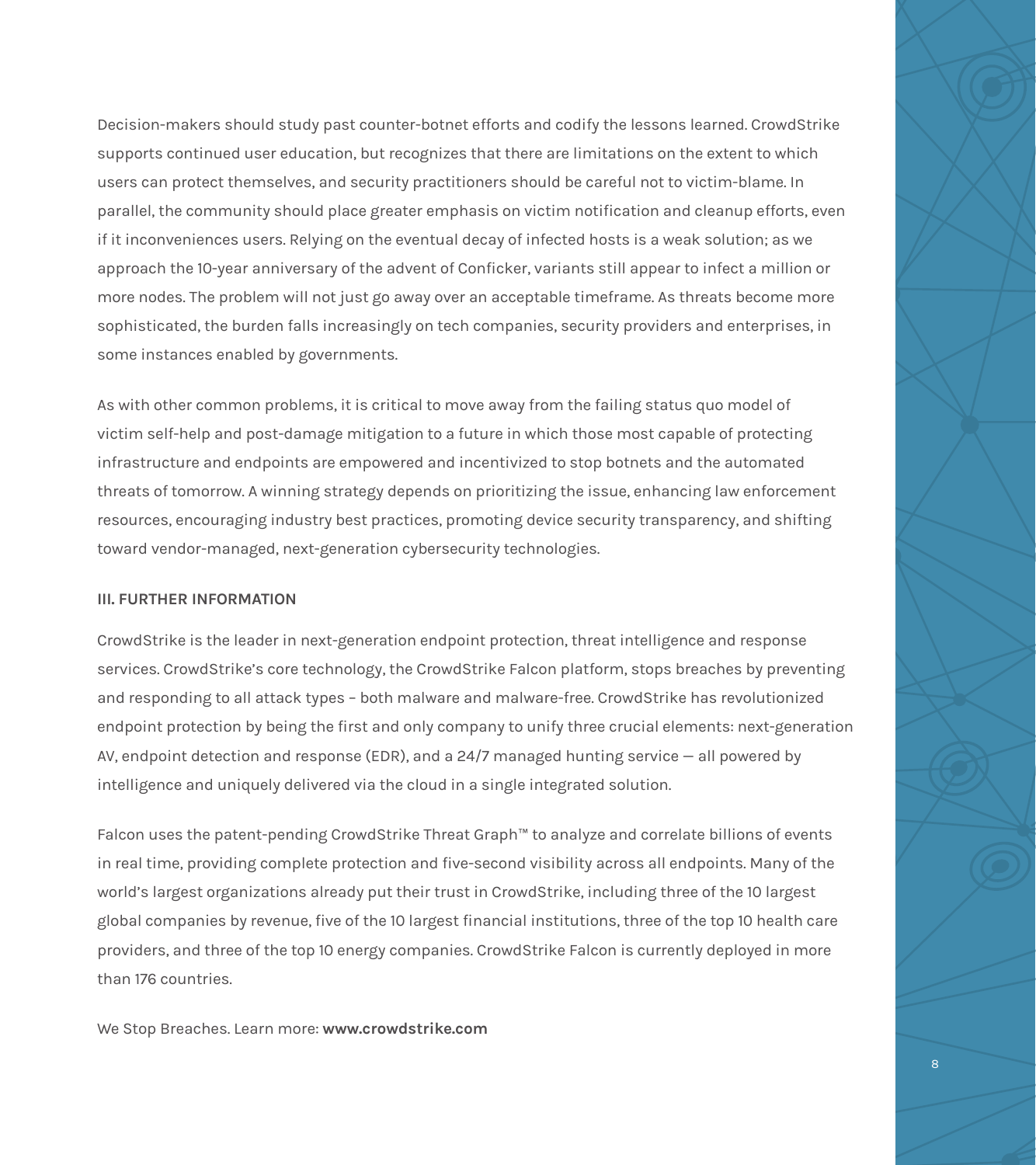Decision-makers should study past counter-botnet efforts and codify the lessons learned. CrowdStrike supports continued user education, but recognizes that there are limitations on the extent to which users can protect themselves, and security practitioners should be careful not to victim-blame. In parallel, the community should place greater emphasis on victim notification and cleanup efforts, even if it inconveniences users. Relying on the eventual decay of infected hosts is a weak solution; as we approach the 10-year anniversary of the advent of Conficker, variants still appear to infect a million or more nodes. The problem will not just go away over an acceptable timeframe. As threats become more sophisticated, the burden falls increasingly on tech companies, security providers and enterprises, in some instances enabled by governments.

As with other common problems, it is critical to move away from the failing status quo model of victim self-help and post-damage mitigation to a future in which those most capable of protecting infrastructure and endpoints are empowered and incentivized to stop botnets and the automated threats of tomorrow. A winning strategy depends on prioritizing the issue, enhancing law enforcement resources, encouraging industry best practices, promoting device security transparency, and shifting toward vendor-managed, next-generation cybersecurity technologies.

## III. FURTHER INFORMATION

CrowdStrike is the leader in next-generation endpoint protection, threat intelligence and response services. CrowdStrike's core technology, the CrowdStrike Falcon platform, stops breaches by preventing and responding to all attack types – both malware and malware-free. CrowdStrike has revolutionized endpoint protection by being the first and only company to unify three crucial elements: next-generation AV, endpoint detection and response (EDR), and a 24/7 managed hunting service — all powered by intelligence and uniquely delivered via the cloud in a single integrated solution.

Falcon uses the patent-pending CrowdStrike Threat Graph™ to analyze and correlate billions of events in real time, providing complete protection and five-second visibility across all endpoints. Many of the world's largest organizations already put their trust in CrowdStrike, including three of the 10 largest global companies by revenue, five of the 10 largest financial institutions, three of the top 10 health care providers, and three of the top 10 energy companies. CrowdStrike Falcon is currently deployed in more than 176 countries.

We Stop Breaches. Learn more: **www.crowdstrike.com**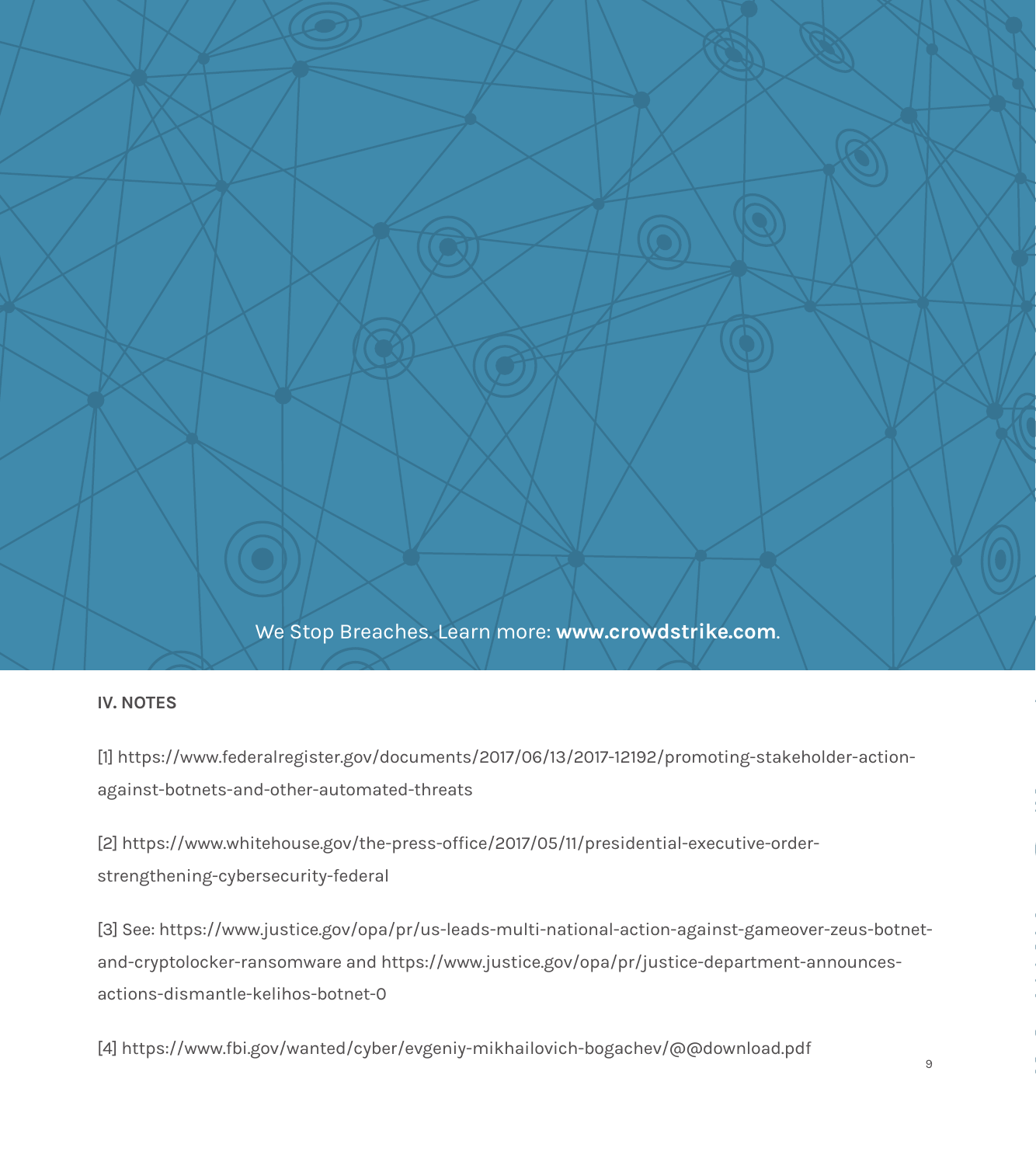We Stop Breaches. Learn more: **www.crowdstrike.com**.

## IV. NOTES

[1] https://www.federalregister.gov/documents/2017/06/13/2017-12192/promoting-stakeholder-action-against-botnets-and-other-automated-threats

[2] https://www.whitehouse.gov/the-press-office/2017/05/11/presidential-executive-order-strengthening-cybersecurity-federal

[3] See: https://www.justice.gov/opa/pr/us-leads-multi-national-action-against-gameover-zeus-botnet-and-cryptolocker-ransomware and https://www.justice.gov/opa/pr/justice-department-announces-actions-dismantle-kelihos-botnet-0

[4] https://www.fbi.gov/wanted/cyber/evgeniy-mikhailovich-bogachev/@@download.pdf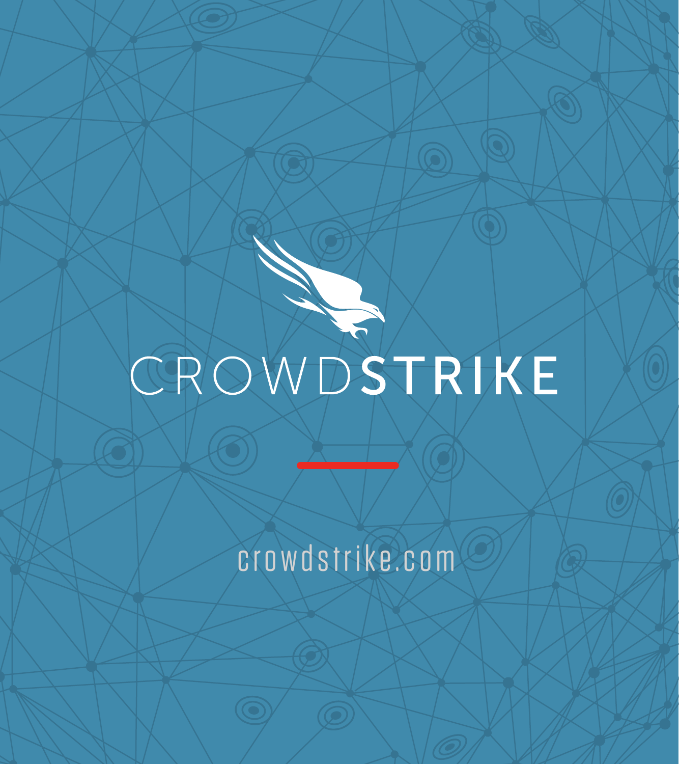CROWDSTRIKE

crowdstrike.com